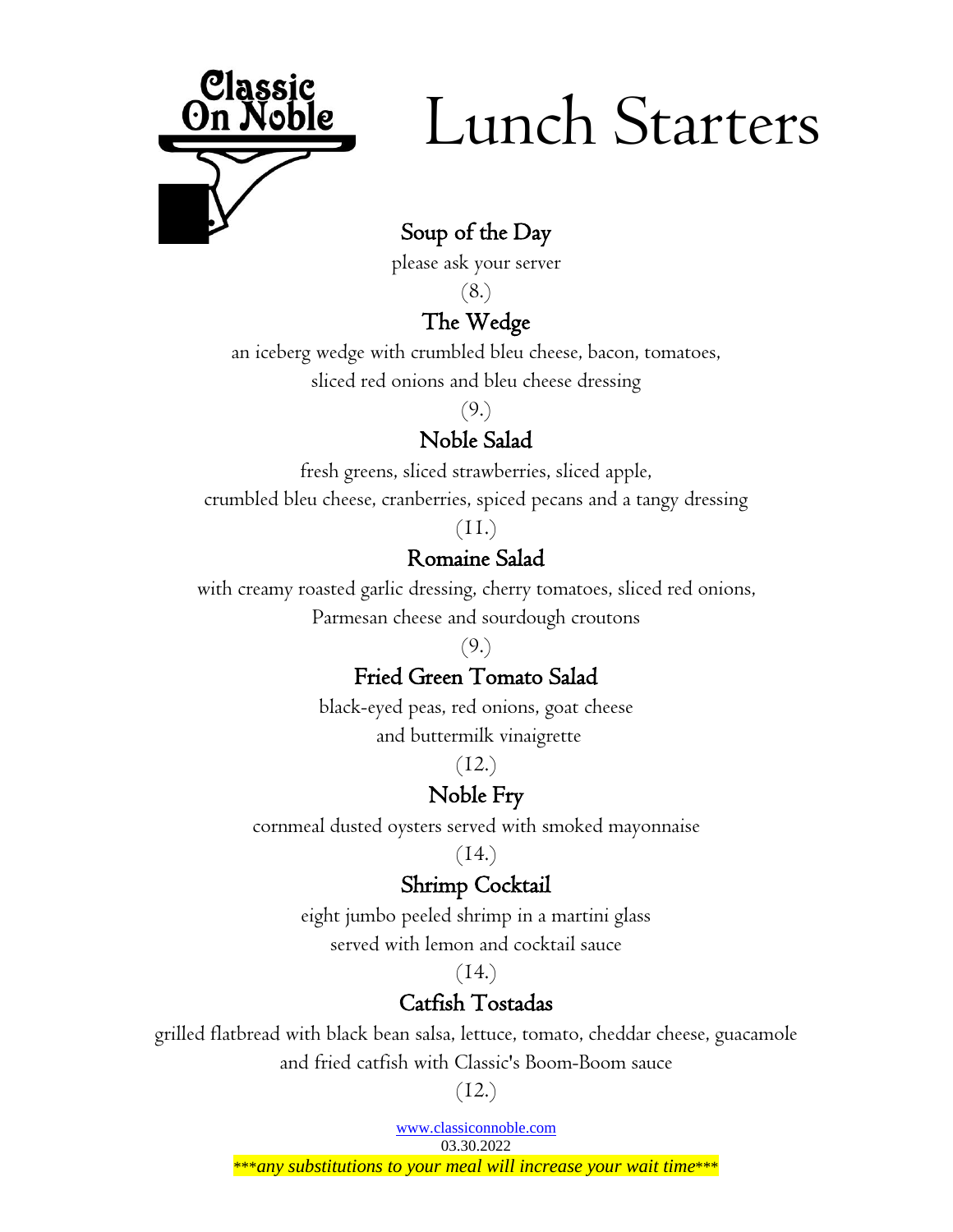Classic On Noble

# Lunch Starters

## Soup of the Day

please ask your server

(8.)

## The Wedge

an iceberg wedge with crumbled bleu cheese, bacon, tomatoes,
sliced red onions and bleu cheese dressing

(9.)

## Noble Salad

fresh greens, sliced strawberries, sliced apple,
crumbled bleu cheese, cranberries, spiced pecans and a tangy dressing

(11.)

## Romaine Salad

with creamy roasted garlic dressing, cherry tomatoes, sliced red onions,
Parmesan cheese and sourdough croutons

(9.)

## Fried Green Tomato Salad

black-eyed peas, red onions, goat cheese
and buttermilk vinaigrette

(12.)

## Noble Fry

cornmeal dusted oysters served with smoked mayonnaise

(14.)

## Shrimp Cocktail

eight jumbo peeled shrimp in a martini glass
served with lemon and cocktail sauce

(14.)

## Catfish Tostadas

grilled flatbread with black bean salsa, lettuce, tomato, cheddar cheese, guacamole
and fried catfish with Classic's Boom-Boom sauce

(12.)

www.classiconnoble.com

03.30.2022

****any substitutions to your meal will increase your wait time****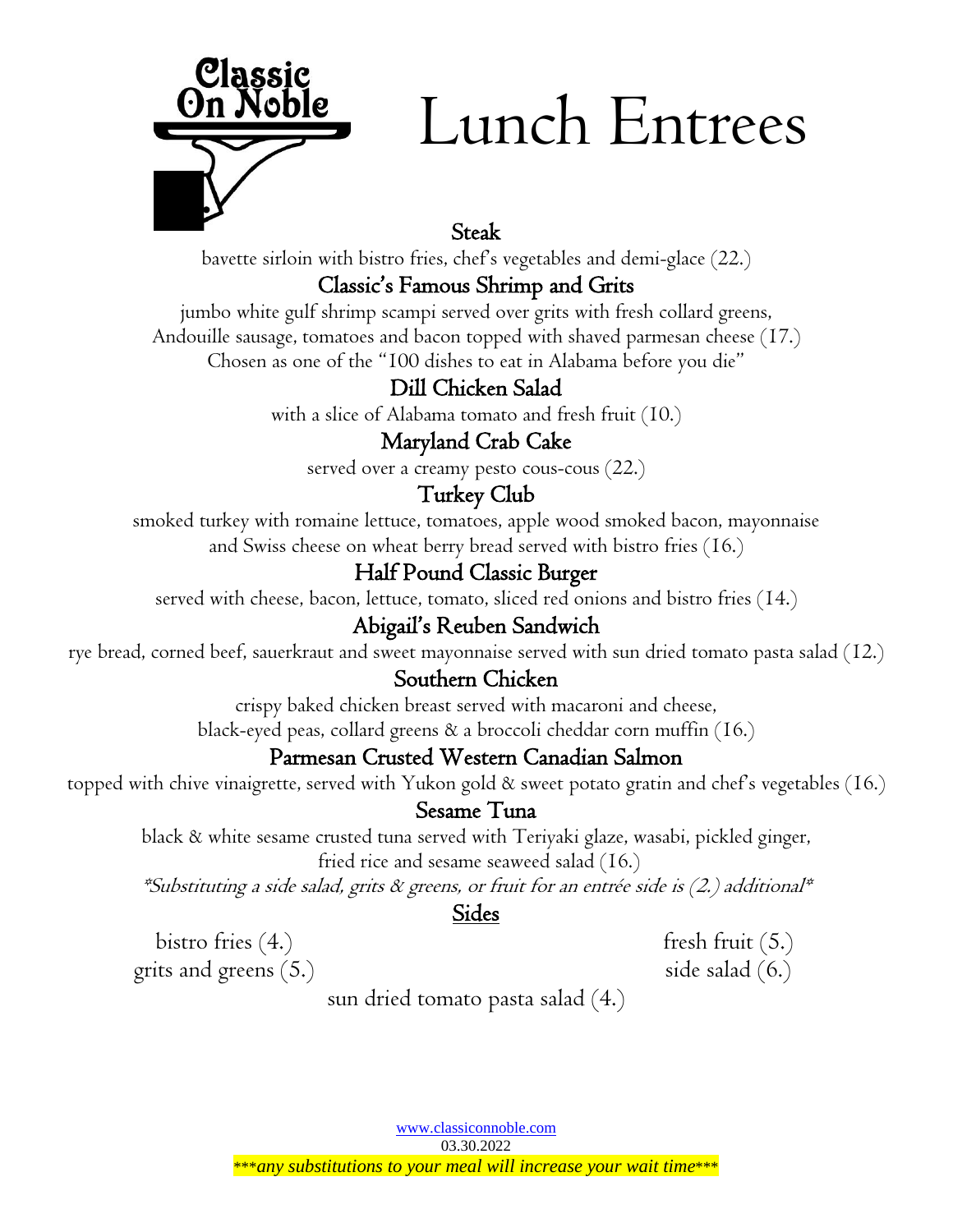Classic On Noble

# Lunch Entrees

### Steak

bavette sirloin with bistro fries, chef's vegetables and demi-glace (22.)

### Classic's Famous Shrimp and Grits

jumbo white gulf shrimp scampi served over grits with fresh collard greens, Andouille sausage, tomatoes and bacon topped with shaved parmesan cheese (17.)
Chosen as one of the "100 dishes to eat in Alabama before you die"

### Dill Chicken Salad

with a slice of Alabama tomato and fresh fruit (10.)

### Maryland Crab Cake

served over a creamy pesto cous-cous (22.)

### Turkey Club

smoked turkey with romaine lettuce, tomatoes, apple wood smoked bacon, mayonnaise and Swiss cheese on wheat berry bread served with bistro fries (16.)

### Half Pound Classic Burger

served with cheese, bacon, lettuce, tomato, sliced red onions and bistro fries (14.)

### Abigail's Reuben Sandwich

rye bread, corned beef, sauerkraut and sweet mayonnaise served with sun dried tomato pasta salad (12.)

### Southern Chicken

crispy baked chicken breast served with macaroni and cheese, black-eyed peas, collard greens & a broccoli cheddar corn muffin (16.)

### Parmesan Crusted Western Canadian Salmon

topped with chive vinaigrette, served with Yukon gold & sweet potato gratin and chef's vegetables (16.)

### Sesame Tuna

black & white sesame crusted tuna served with Teriyaki glaze, wasabi, pickled ginger, fried rice and sesame seaweed salad (16.)

*\*Substituting a side salad, grits & greens, or fruit for an entrée side is (2.) additional\**

### Sides

bistro fries (4.)
fresh fruit (5.)
grits and greens (5.)
side salad (6.)
sun dried tomato pasta salad (4.)

www.classiconnoble.com
03.30.2022

*\*\*\*any substitutions to your meal will increase your wait time\*\*\**